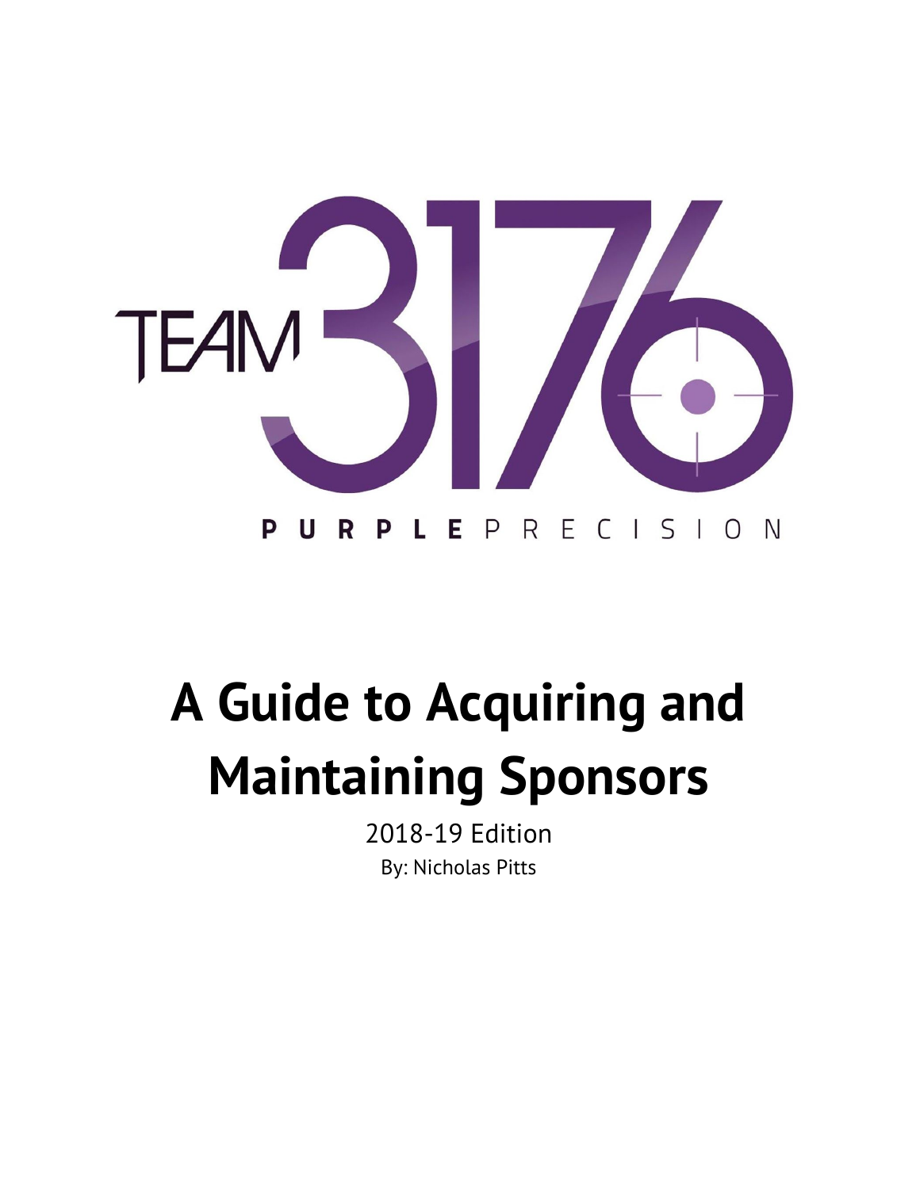TEAM 3176

PURPLE PRECISION

# A Guide to Acquiring and Maintaining Sponsors

2018-19 Edition

By: Nicholas Pitts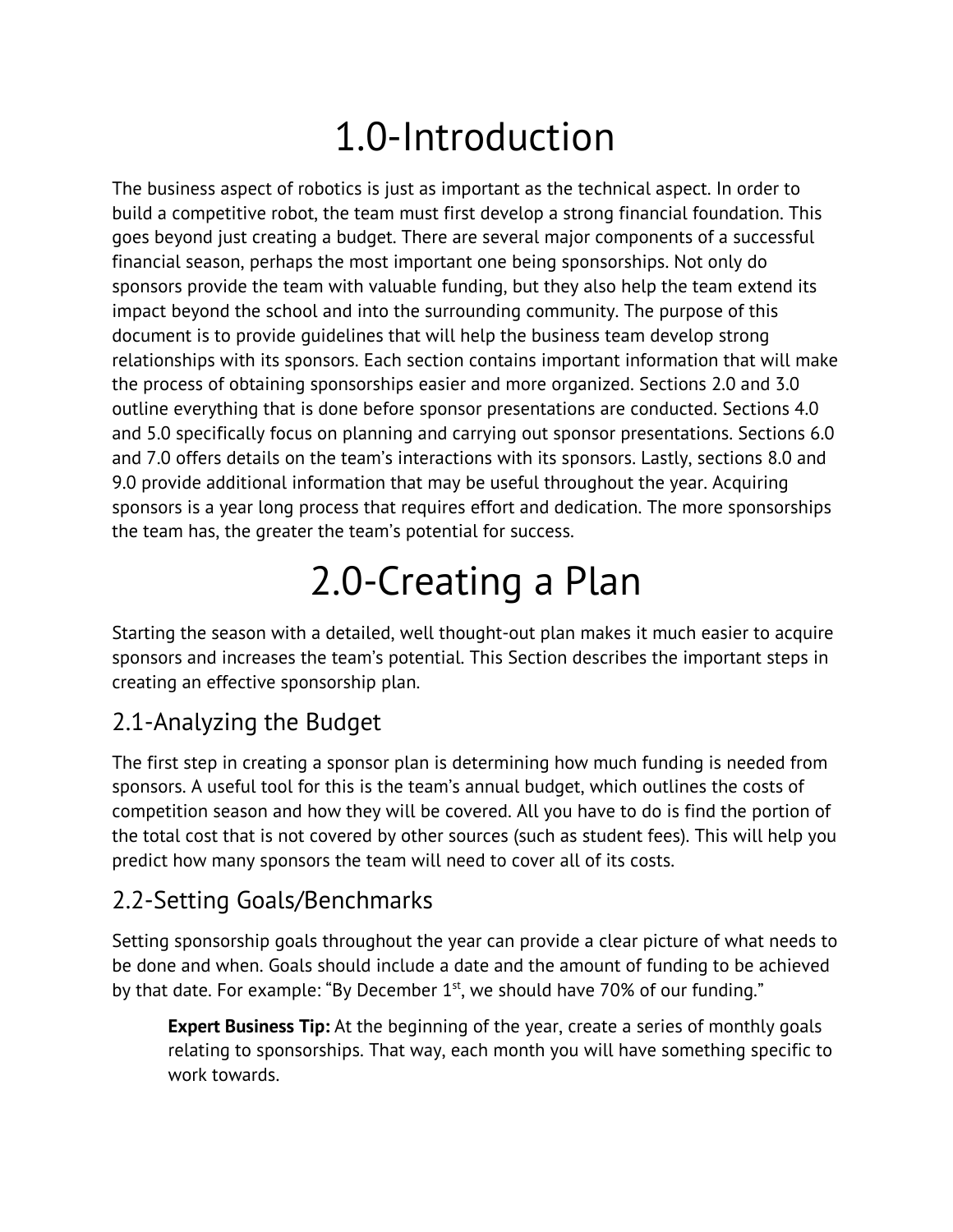# 1.0-Introduction

The business aspect of robotics is just as important as the technical aspect. In order to build a competitive robot, the team must first develop a strong financial foundation. This goes beyond just creating a budget. There are several major components of a successful financial season, perhaps the most important one being sponsorships. Not only do sponsors provide the team with valuable funding, but they also help the team extend its impact beyond the school and into the surrounding community. The purpose of this document is to provide guidelines that will help the business team develop strong relationships with its sponsors. Each section contains important information that will make the process of obtaining sponsorships easier and more organized. Sections 2.0 and 3.0 outline everything that is done before sponsor presentations are conducted. Sections 4.0 and 5.0 specifically focus on planning and carrying out sponsor presentations. Sections 6.0 and 7.0 offers details on the team's interactions with its sponsors. Lastly, sections 8.0 and 9.0 provide additional information that may be useful throughout the year. Acquiring sponsors is a year long process that requires effort and dedication. The more sponsorships the team has, the greater the team's potential for success.

# 2.0-Creating a Plan

Starting the season with a detailed, well thought-out plan makes it much easier to acquire sponsors and increases the team's potential. This Section describes the important steps in creating an effective sponsorship plan.

## 2.1-Analyzing the Budget

The first step in creating a sponsor plan is determining how much funding is needed from sponsors. A useful tool for this is the team's annual budget, which outlines the costs of competition season and how they will be covered. All you have to do is find the portion of the total cost that is not covered by other sources (such as student fees). This will help you predict how many sponsors the team will need to cover all of its costs.

## 2.2-Setting Goals/Benchmarks

Setting sponsorship goals throughout the year can provide a clear picture of what needs to be done and when. Goals should include a date and the amount of funding to be achieved by that date. For example: "By December 1st, we should have 70% of our funding."

> **Expert Business Tip:** At the beginning of the year, create a series of monthly goals relating to sponsorships. That way, each month you will have something specific to work towards.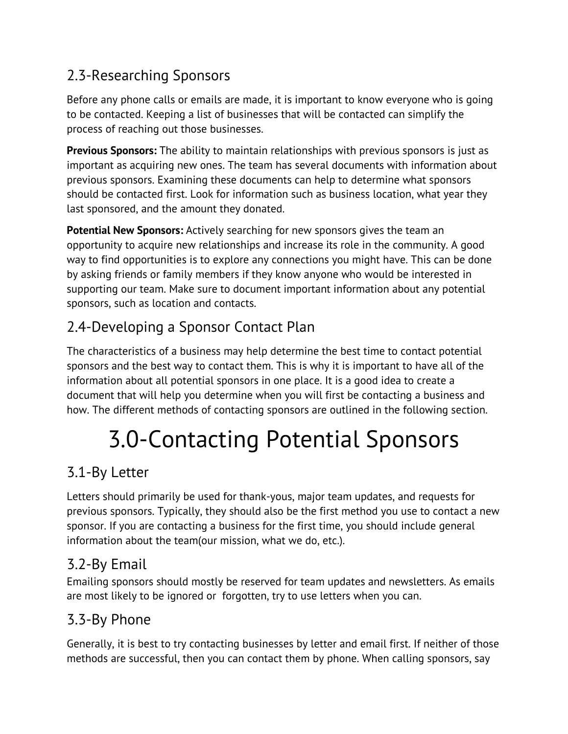## 2.3-Researching Sponsors

Before any phone calls or emails are made, it is important to know everyone who is going to be contacted. Keeping a list of businesses that will be contacted can simplify the process of reaching out those businesses.

**Previous Sponsors:** The ability to maintain relationships with previous sponsors is just as important as acquiring new ones. The team has several documents with information about previous sponsors. Examining these documents can help to determine what sponsors should be contacted first. Look for information such as business location, what year they last sponsored, and the amount they donated.

**Potential New Sponsors:** Actively searching for new sponsors gives the team an opportunity to acquire new relationships and increase its role in the community. A good way to find opportunities is to explore any connections you might have. This can be done by asking friends or family members if they know anyone who would be interested in supporting our team. Make sure to document important information about any potential sponsors, such as location and contacts.

## 2.4-Developing a Sponsor Contact Plan

The characteristics of a business may help determine the best time to contact potential sponsors and the best way to contact them. This is why it is important to have all of the information about all potential sponsors in one place. It is a good idea to create a document that will help you determine when you will first be contacting a business and how. The different methods of contacting sponsors are outlined in the following section.

# 3.0-Contacting Potential Sponsors

## 3.1-By Letter

Letters should primarily be used for thank-yous, major team updates, and requests for previous sponsors. Typically, they should also be the first method you use to contact a new sponsor. If you are contacting a business for the first time, you should include general information about the team(our mission, what we do, etc.).

## 3.2-By Email

Emailing sponsors should mostly be reserved for team updates and newsletters. As emails are most likely to be ignored or forgotten, try to use letters when you can.

## 3.3-By Phone

Generally, it is best to try contacting businesses by letter and email first. If neither of those methods are successful, then you can contact them by phone. When calling sponsors, say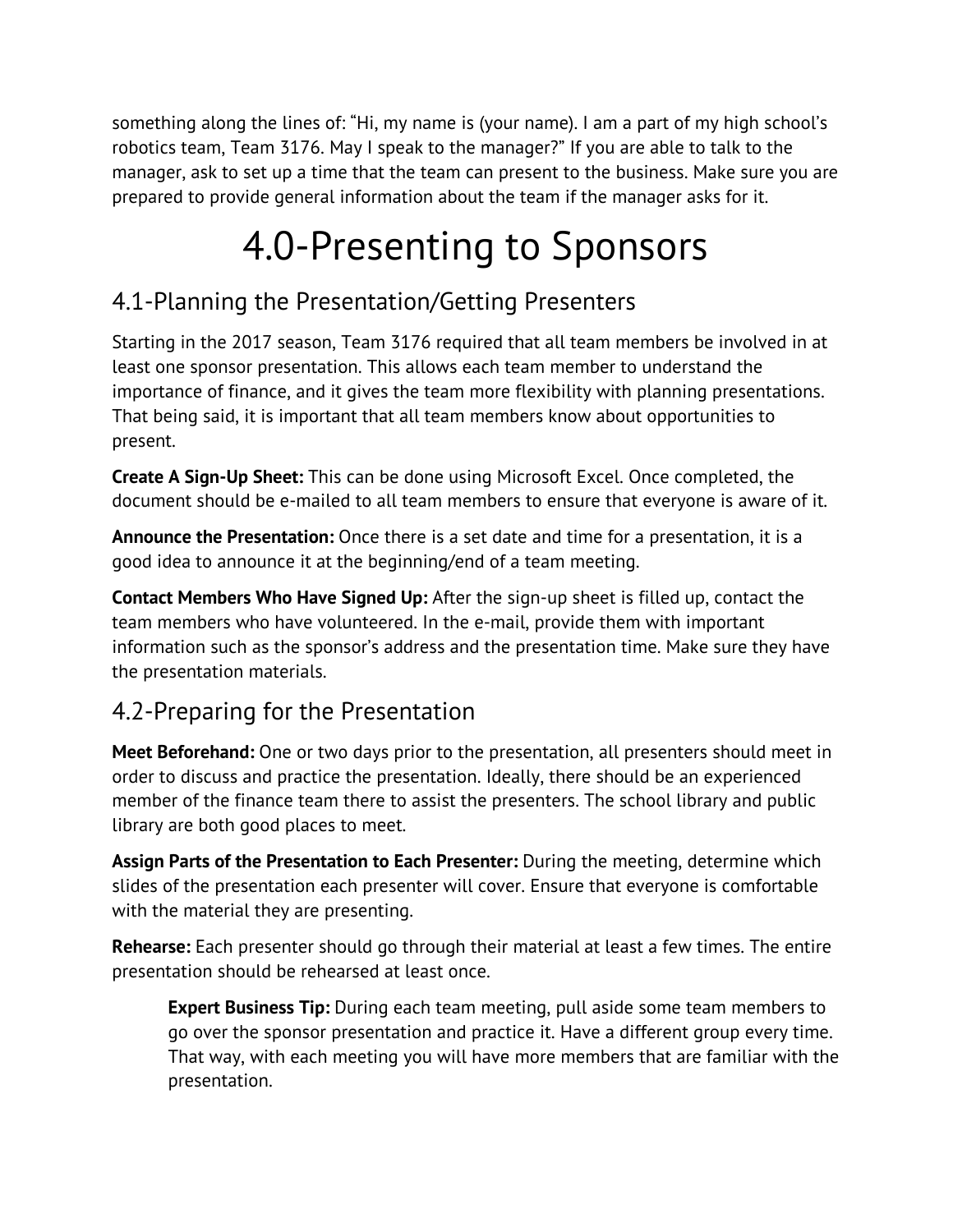something along the lines of: "Hi, my name is (your name). I am a part of my high school's robotics team, Team 3176. May I speak to the manager?" If you are able to talk to the manager, ask to set up a time that the team can present to the business. Make sure you are prepared to provide general information about the team if the manager asks for it.

# 4.0-Presenting to Sponsors

## 4.1-Planning the Presentation/Getting Presenters

Starting in the 2017 season, Team 3176 required that all team members be involved in at least one sponsor presentation. This allows each team member to understand the importance of finance, and it gives the team more flexibility with planning presentations. That being said, it is important that all team members know about opportunities to present.

**Create A Sign-Up Sheet:** This can be done using Microsoft Excel. Once completed, the document should be e-mailed to all team members to ensure that everyone is aware of it.

**Announce the Presentation:** Once there is a set date and time for a presentation, it is a good idea to announce it at the beginning/end of a team meeting.

**Contact Members Who Have Signed Up:** After the sign-up sheet is filled up, contact the team members who have volunteered. In the e-mail, provide them with important information such as the sponsor's address and the presentation time. Make sure they have the presentation materials.

## 4.2-Preparing for the Presentation

**Meet Beforehand:** One or two days prior to the presentation, all presenters should meet in order to discuss and practice the presentation. Ideally, there should be an experienced member of the finance team there to assist the presenters. The school library and public library are both good places to meet.

**Assign Parts of the Presentation to Each Presenter:** During the meeting, determine which slides of the presentation each presenter will cover. Ensure that everyone is comfortable with the material they are presenting.

**Rehearse:** Each presenter should go through their material at least a few times. The entire presentation should be rehearsed at least once.

> **Expert Business Tip:** During each team meeting, pull aside some team members to go over the sponsor presentation and practice it. Have a different group every time. That way, with each meeting you will have more members that are familiar with the presentation.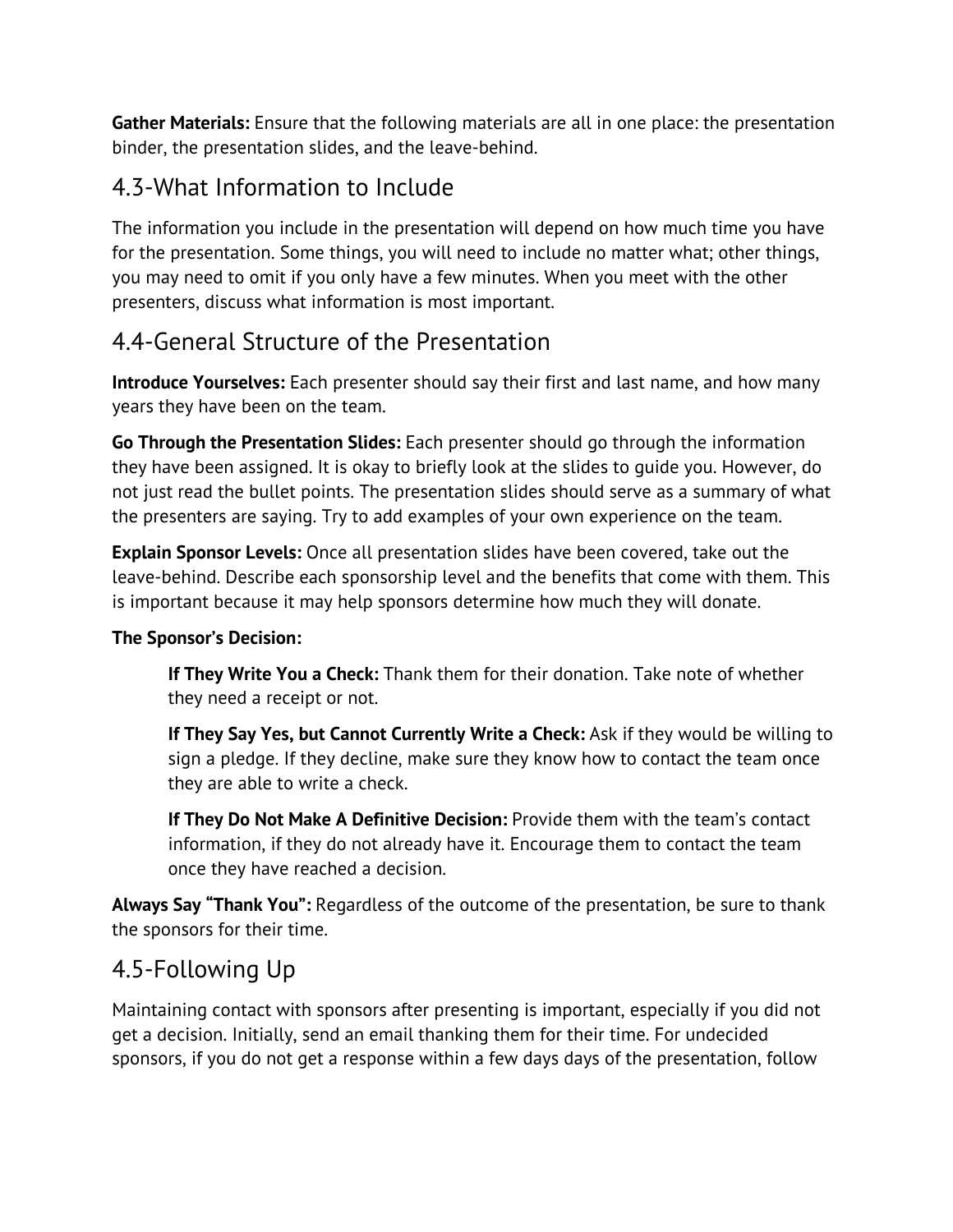**Gather Materials:** Ensure that the following materials are all in one place: the presentation binder, the presentation slides, and the leave-behind.

## 4.3-What Information to Include

The information you include in the presentation will depend on how much time you have for the presentation. Some things, you will need to include no matter what; other things, you may need to omit if you only have a few minutes. When you meet with the other presenters, discuss what information is most important.

## 4.4-General Structure of the Presentation

**Introduce Yourselves:** Each presenter should say their first and last name, and how many years they have been on the team.

**Go Through the Presentation Slides:** Each presenter should go through the information they have been assigned. It is okay to briefly look at the slides to guide you. However, do not just read the bullet points. The presentation slides should serve as a summary of what the presenters are saying. Try to add examples of your own experience on the team.

**Explain Sponsor Levels:** Once all presentation slides have been covered, take out the leave-behind. Describe each sponsorship level and the benefits that come with them. This is important because it may help sponsors determine how much they will donate.

**The Sponsor's Decision:**

> **If They Write You a Check:** Thank them for their donation. Take note of whether they need a receipt or not.
>
> **If They Say Yes, but Cannot Currently Write a Check:** Ask if they would be willing to sign a pledge. If they decline, make sure they know how to contact the team once they are able to write a check.
>
> **If They Do Not Make A Definitive Decision:** Provide them with the team's contact information, if they do not already have it. Encourage them to contact the team once they have reached a decision.

**Always Say "Thank You":** Regardless of the outcome of the presentation, be sure to thank the sponsors for their time.

## 4.5-Following Up

Maintaining contact with sponsors after presenting is important, especially if you did not get a decision. Initially, send an email thanking them for their time. For undecided sponsors, if you do not get a response within a few days days of the presentation, follow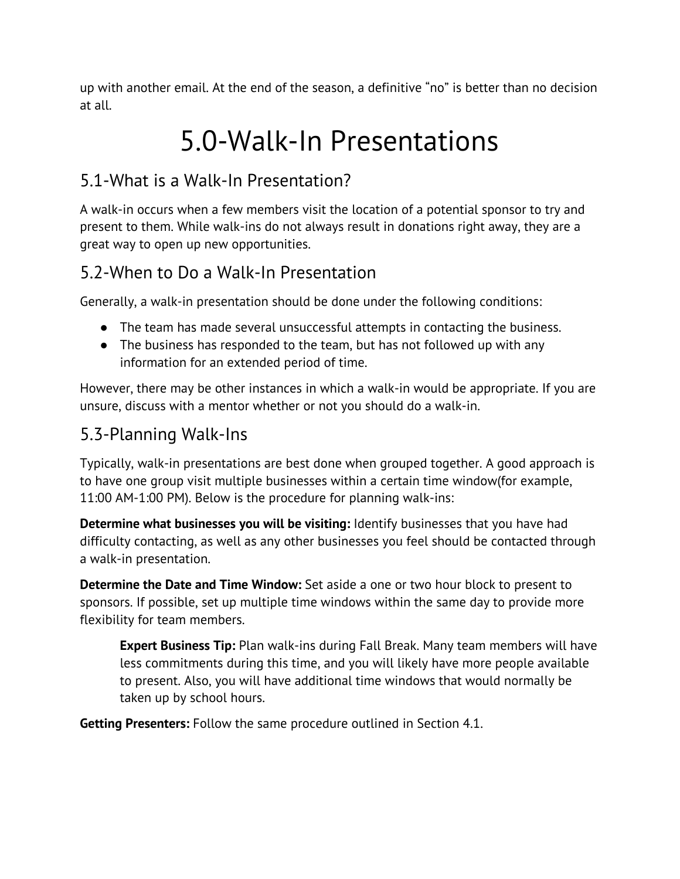up with another email. At the end of the season, a definitive "no" is better than no decision at all.

# 5.0-Walk-In Presentations

## 5.1-What is a Walk-In Presentation?

A walk-in occurs when a few members visit the location of a potential sponsor to try and present to them. While walk-ins do not always result in donations right away, they are a great way to open up new opportunities.

## 5.2-When to Do a Walk-In Presentation

Generally, a walk-in presentation should be done under the following conditions:

- The team has made several unsuccessful attempts in contacting the business.
- The business has responded to the team, but has not followed up with any information for an extended period of time.

However, there may be other instances in which a walk-in would be appropriate. If you are unsure, discuss with a mentor whether or not you should do a walk-in.

## 5.3-Planning Walk-Ins

Typically, walk-in presentations are best done when grouped together. A good approach is to have one group visit multiple businesses within a certain time window(for example, 11:00 AM-1:00 PM). Below is the procedure for planning walk-ins:

**Determine what businesses you will be visiting:** Identify businesses that you have had difficulty contacting, as well as any other businesses you feel should be contacted through a walk-in presentation.

**Determine the Date and Time Window:** Set aside a one or two hour block to present to sponsors. If possible, set up multiple time windows within the same day to provide more flexibility for team members.

> **Expert Business Tip:** Plan walk-ins during Fall Break. Many team members will have less commitments during this time, and you will likely have more people available to present. Also, you will have additional time windows that would normally be taken up by school hours.

**Getting Presenters:** Follow the same procedure outlined in Section 4.1.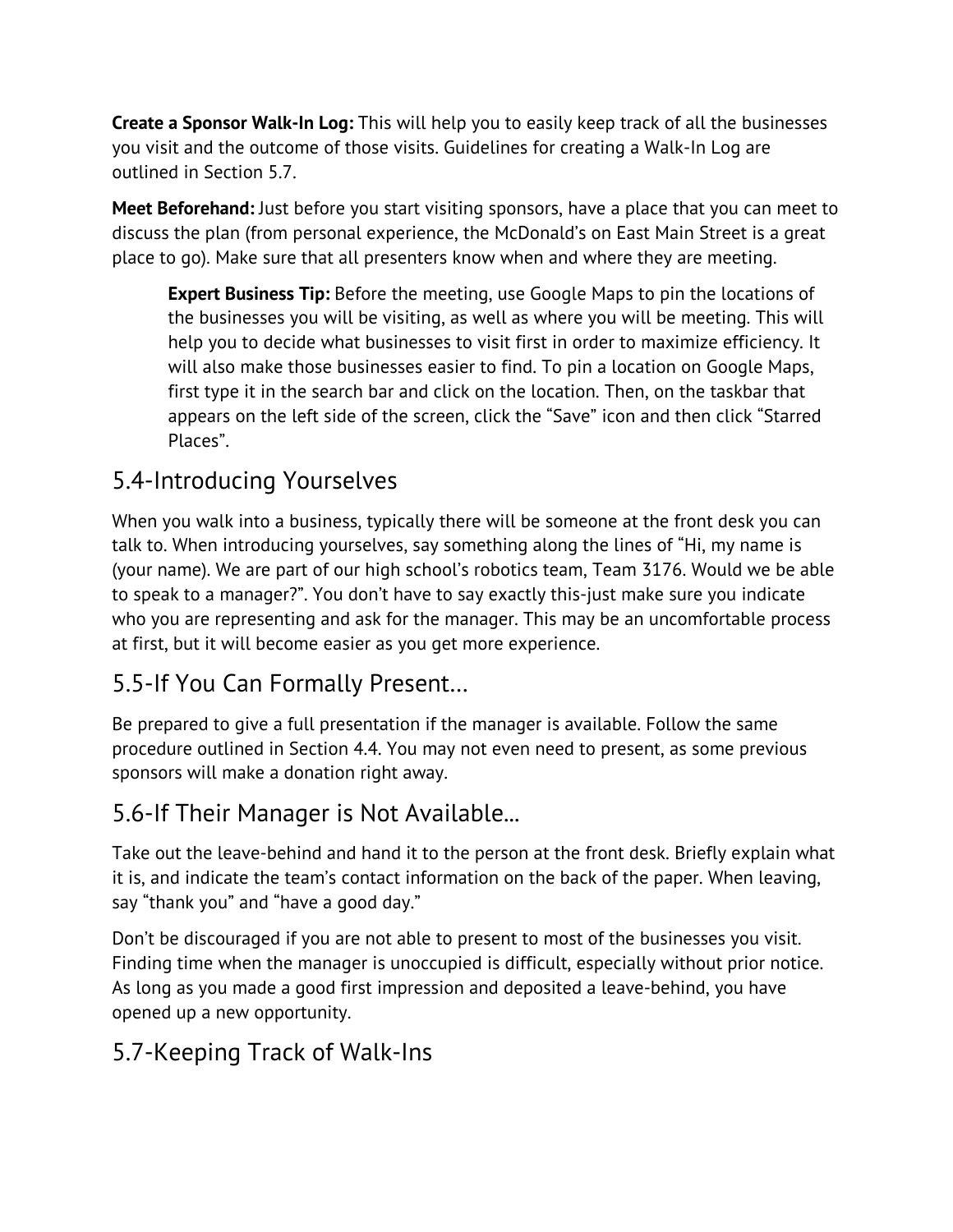**Create a Sponsor Walk-In Log:** This will help you to easily keep track of all the businesses you visit and the outcome of those visits. Guidelines for creating a Walk-In Log are outlined in Section 5.7.

**Meet Beforehand:** Just before you start visiting sponsors, have a place that you can meet to discuss the plan (from personal experience, the McDonald's on East Main Street is a great place to go). Make sure that all presenters know when and where they are meeting.

> **Expert Business Tip:** Before the meeting, use Google Maps to pin the locations of the businesses you will be visiting, as well as where you will be meeting. This will help you to decide what businesses to visit first in order to maximize efficiency. It will also make those businesses easier to find. To pin a location on Google Maps, first type it in the search bar and click on the location. Then, on the taskbar that appears on the left side of the screen, click the "Save" icon and then click "Starred Places".

## 5.4-Introducing Yourselves

When you walk into a business, typically there will be someone at the front desk you can talk to. When introducing yourselves, say something along the lines of "Hi, my name is (your name). We are part of our high school's robotics team, Team 3176. Would we be able to speak to a manager?". You don't have to say exactly this-just make sure you indicate who you are representing and ask for the manager. This may be an uncomfortable process at first, but it will become easier as you get more experience.

## 5.5-If You Can Formally Present...

Be prepared to give a full presentation if the manager is available. Follow the same procedure outlined in Section 4.4. You may not even need to present, as some previous sponsors will make a donation right away.

## 5.6-If Their Manager is Not Available...

Take out the leave-behind and hand it to the person at the front desk. Briefly explain what it is, and indicate the team's contact information on the back of the paper. When leaving, say "thank you" and "have a good day."

Don't be discouraged if you are not able to present to most of the businesses you visit. Finding time when the manager is unoccupied is difficult, especially without prior notice. As long as you made a good first impression and deposited a leave-behind, you have opened up a new opportunity.

## 5.7-Keeping Track of Walk-Ins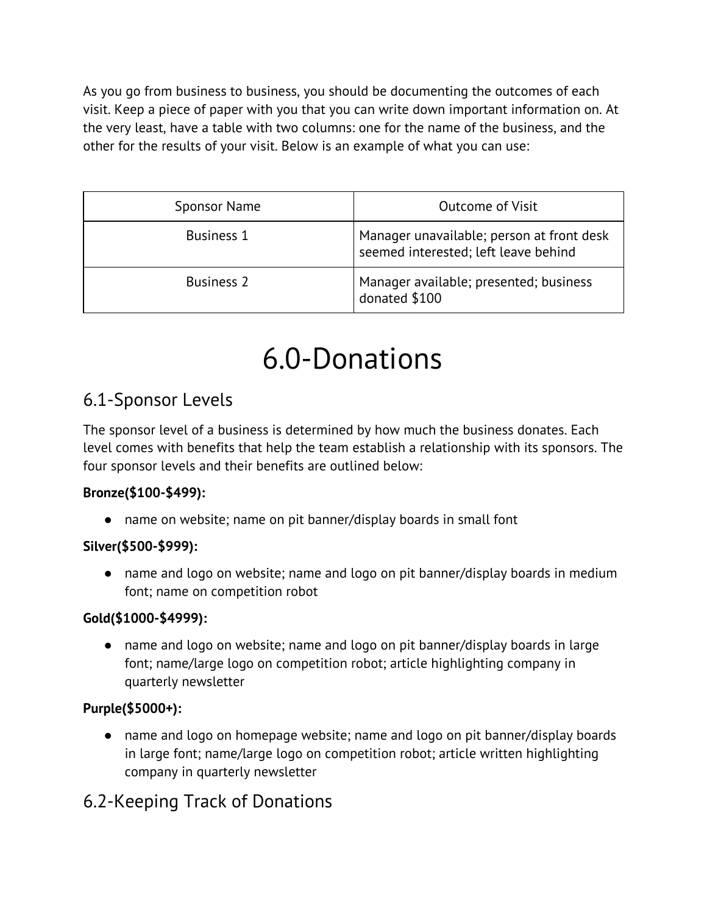As you go from business to business, you should be documenting the outcomes of each visit. Keep a piece of paper with you that you can write down important information on. At the very least, have a table with two columns: one for the name of the business, and the other for the results of your visit. Below is an example of what you can use:

| Sponsor Name | Outcome of Visit |
| --- | --- |
| Business 1 | Manager unavailable; person at front desk seemed interested; left leave behind |
| Business 2 | Manager available; presented; business donated $100 |

# 6.0-Donations

## 6.1-Sponsor Levels

The sponsor level of a business is determined by how much the business donates. Each level comes with benefits that help the team establish a relationship with its sponsors. The four sponsor levels and their benefits are outlined below:

**Bronze($100-$499):**

- name on website; name on pit banner/display boards in small font

**Silver($500-$999):**

- name and logo on website; name and logo on pit banner/display boards in medium font; name on competition robot

**Gold($1000-$4999):**

- name and logo on website; name and logo on pit banner/display boards in large font; name/large logo on competition robot; article highlighting company in quarterly newsletter

**Purple($5000+):**

- name and logo on homepage website; name and logo on pit banner/display boards in large font; name/large logo on competition robot; article written highlighting company in quarterly newsletter

## 6.2-Keeping Track of Donations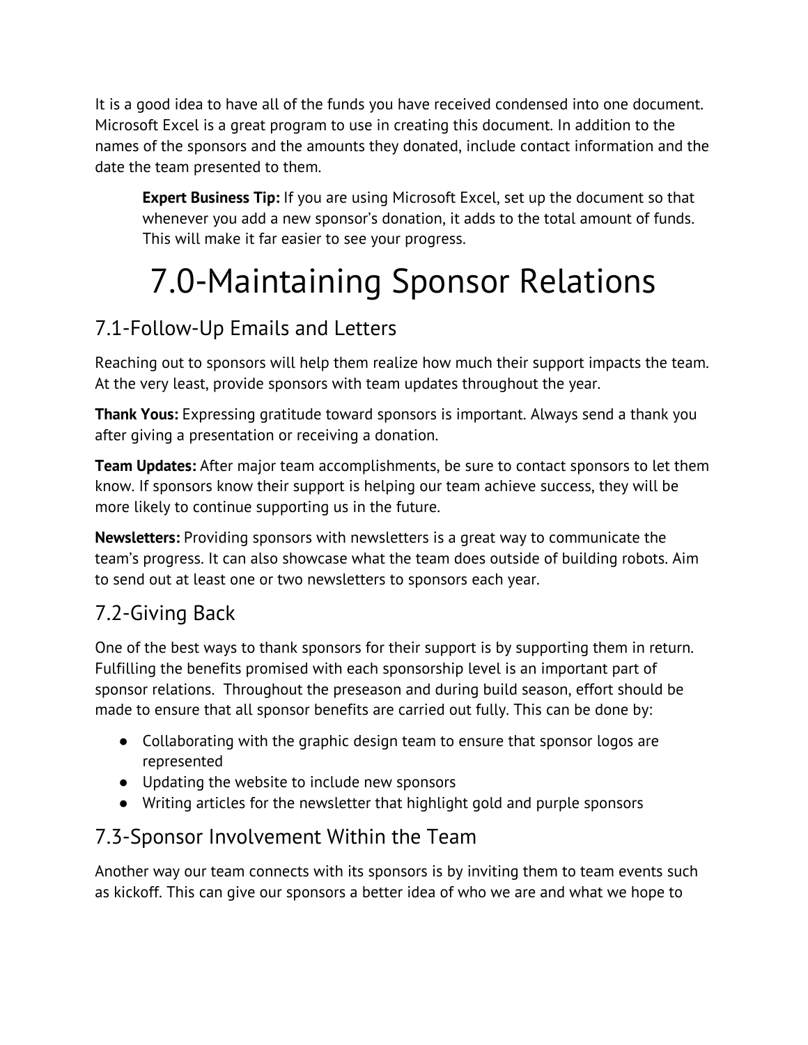It is a good idea to have all of the funds you have received condensed into one document. Microsoft Excel is a great program to use in creating this document. In addition to the names of the sponsors and the amounts they donated, include contact information and the date the team presented to them.

> **Expert Business Tip:** If you are using Microsoft Excel, set up the document so that whenever you add a new sponsor's donation, it adds to the total amount of funds. This will make it far easier to see your progress.

# 7.0-Maintaining Sponsor Relations

## 7.1-Follow-Up Emails and Letters

Reaching out to sponsors will help them realize how much their support impacts the team. At the very least, provide sponsors with team updates throughout the year.

**Thank Yous:** Expressing gratitude toward sponsors is important. Always send a thank you after giving a presentation or receiving a donation.

**Team Updates:** After major team accomplishments, be sure to contact sponsors to let them know. If sponsors know their support is helping our team achieve success, they will be more likely to continue supporting us in the future.

**Newsletters:** Providing sponsors with newsletters is a great way to communicate the team's progress. It can also showcase what the team does outside of building robots. Aim to send out at least one or two newsletters to sponsors each year.

## 7.2-Giving Back

One of the best ways to thank sponsors for their support is by supporting them in return. Fulfilling the benefits promised with each sponsorship level is an important part of sponsor relations. Throughout the preseason and during build season, effort should be made to ensure that all sponsor benefits are carried out fully. This can be done by:

- Collaborating with the graphic design team to ensure that sponsor logos are represented
- Updating the website to include new sponsors
- Writing articles for the newsletter that highlight gold and purple sponsors

## 7.3-Sponsor Involvement Within the Team

Another way our team connects with its sponsors is by inviting them to team events such as kickoff. This can give our sponsors a better idea of who we are and what we hope to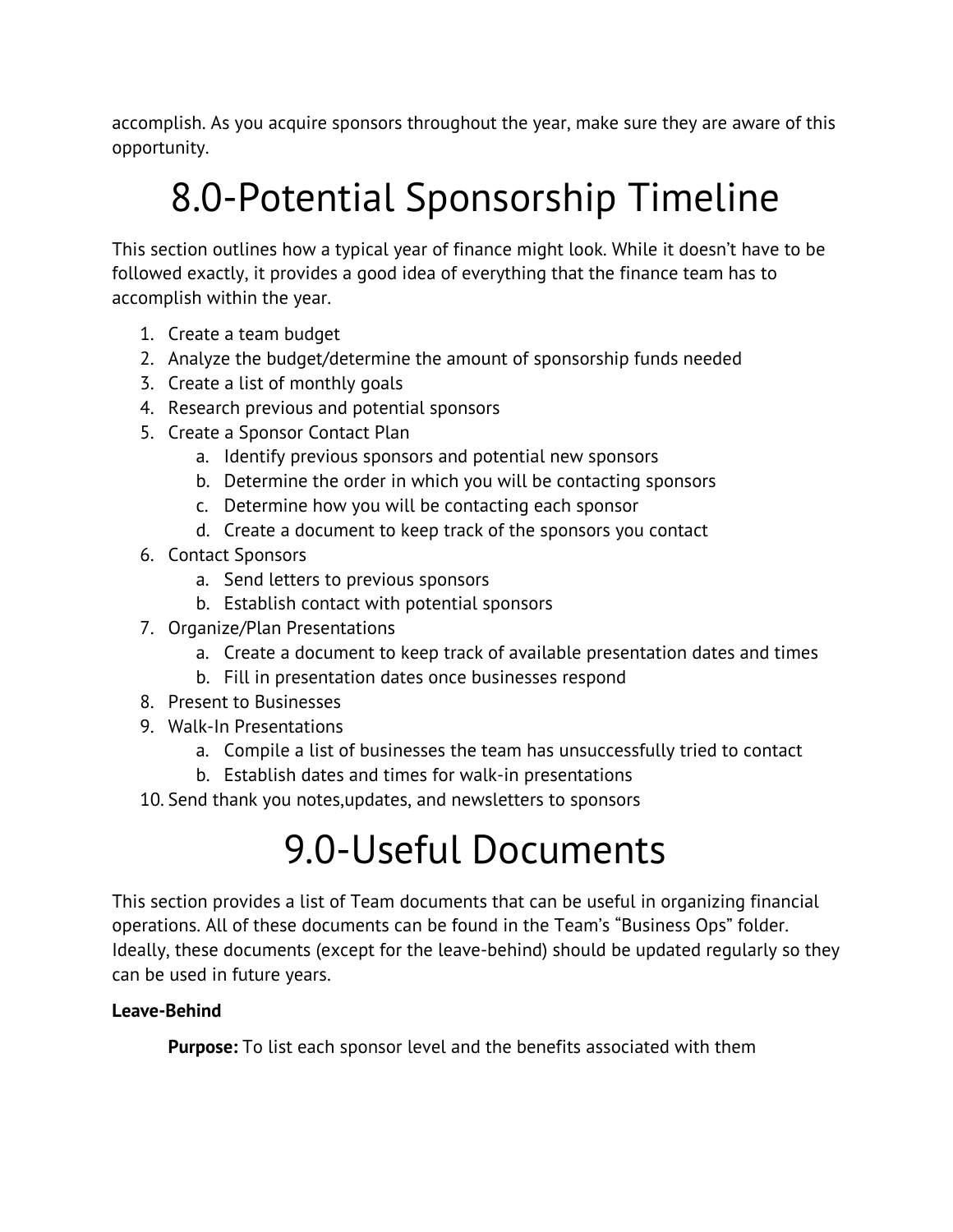accomplish. As you acquire sponsors throughout the year, make sure they are aware of this opportunity.

# 8.0-Potential Sponsorship Timeline

This section outlines how a typical year of finance might look. While it doesn't have to be followed exactly, it provides a good idea of everything that the finance team has to accomplish within the year.

1. Create a team budget
2. Analyze the budget/determine the amount of sponsorship funds needed
3. Create a list of monthly goals
4. Research previous and potential sponsors
5. Create a Sponsor Contact Plan
    a. Identify previous sponsors and potential new sponsors
    b. Determine the order in which you will be contacting sponsors
    c. Determine how you will be contacting each sponsor
    d. Create a document to keep track of the sponsors you contact
6. Contact Sponsors
    a. Send letters to previous sponsors
    b. Establish contact with potential sponsors
7. Organize/Plan Presentations
    a. Create a document to keep track of available presentation dates and times
    b. Fill in presentation dates once businesses respond
8. Present to Businesses
9. Walk-In Presentations
    a. Compile a list of businesses the team has unsuccessfully tried to contact
    b. Establish dates and times for walk-in presentations
10. Send thank you notes,updates, and newsletters to sponsors

# 9.0-Useful Documents

This section provides a list of Team documents that can be useful in organizing financial operations. All of these documents can be found in the Team's "Business Ops" folder. Ideally, these documents (except for the leave-behind) should be updated regularly so they can be used in future years.

**Leave-Behind**

**Purpose:** To list each sponsor level and the benefits associated with them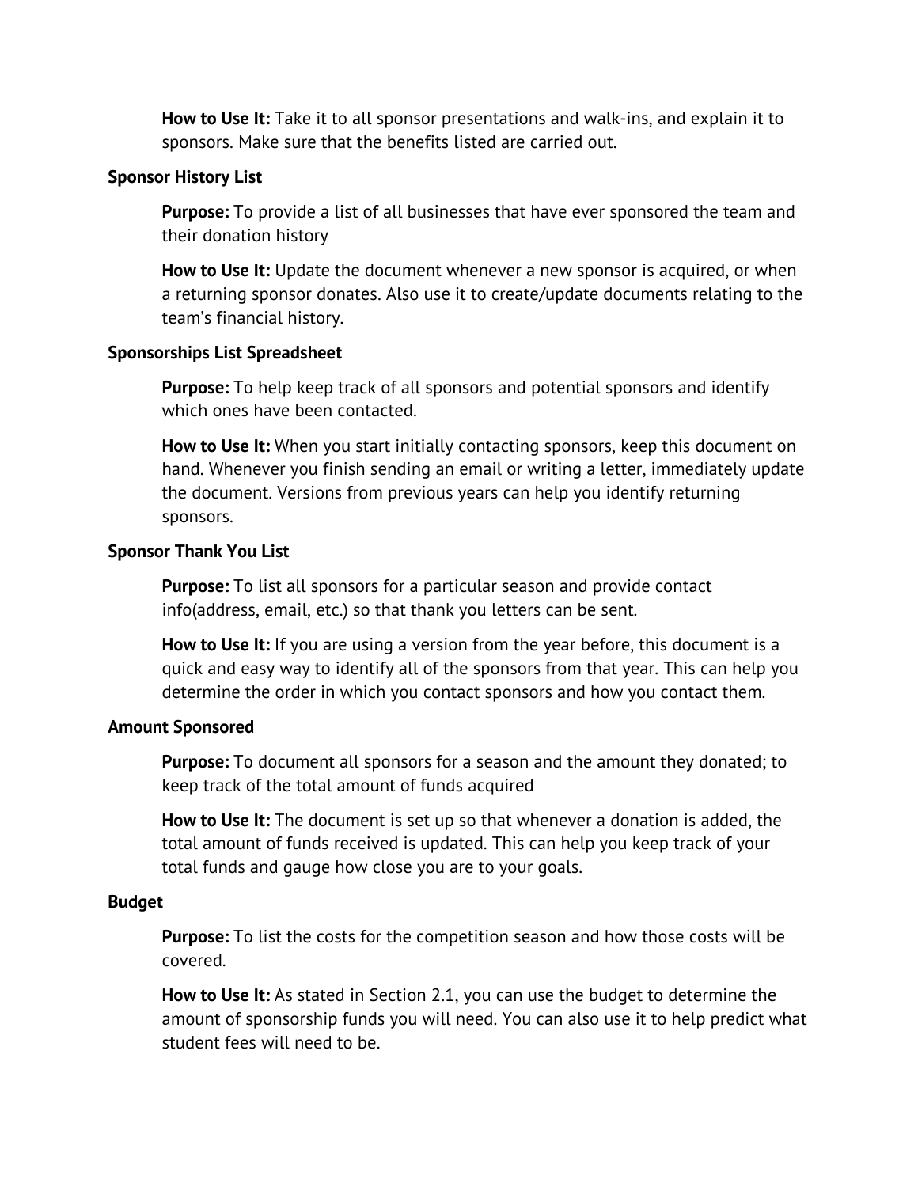**How to Use It:** Take it to all sponsor presentations and walk-ins, and explain it to sponsors. Make sure that the benefits listed are carried out.

**Sponsor History List**

**Purpose:** To provide a list of all businesses that have ever sponsored the team and their donation history

**How to Use It:** Update the document whenever a new sponsor is acquired, or when a returning sponsor donates. Also use it to create/update documents relating to the team's financial history.

**Sponsorships List Spreadsheet**

**Purpose:** To help keep track of all sponsors and potential sponsors and identify which ones have been contacted.

**How to Use It:** When you start initially contacting sponsors, keep this document on hand. Whenever you finish sending an email or writing a letter, immediately update the document. Versions from previous years can help you identify returning sponsors.

**Sponsor Thank You List**

**Purpose:** To list all sponsors for a particular season and provide contact info(address, email, etc.) so that thank you letters can be sent.

**How to Use It:** If you are using a version from the year before, this document is a quick and easy way to identify all of the sponsors from that year. This can help you determine the order in which you contact sponsors and how you contact them.

**Amount Sponsored**

**Purpose:** To document all sponsors for a season and the amount they donated; to keep track of the total amount of funds acquired

**How to Use It:** The document is set up so that whenever a donation is added, the total amount of funds received is updated. This can help you keep track of your total funds and gauge how close you are to your goals.

**Budget**

**Purpose:** To list the costs for the competition season and how those costs will be covered.

**How to Use It:** As stated in Section 2.1, you can use the budget to determine the amount of sponsorship funds you will need. You can also use it to help predict what student fees will need to be.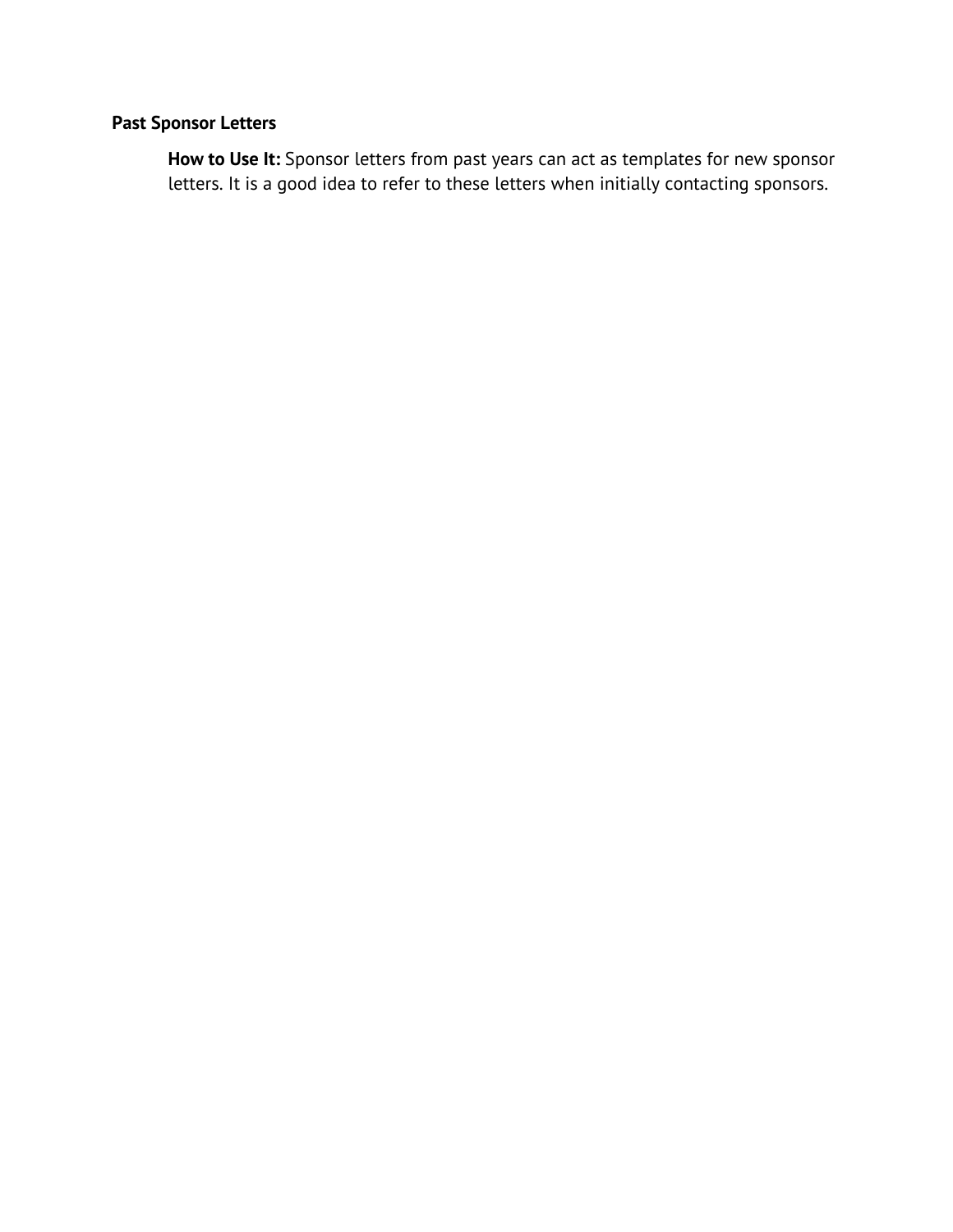**Past Sponsor Letters**

**How to Use It:** Sponsor letters from past years can act as templates for new sponsor letters. It is a good idea to refer to these letters when initially contacting sponsors.